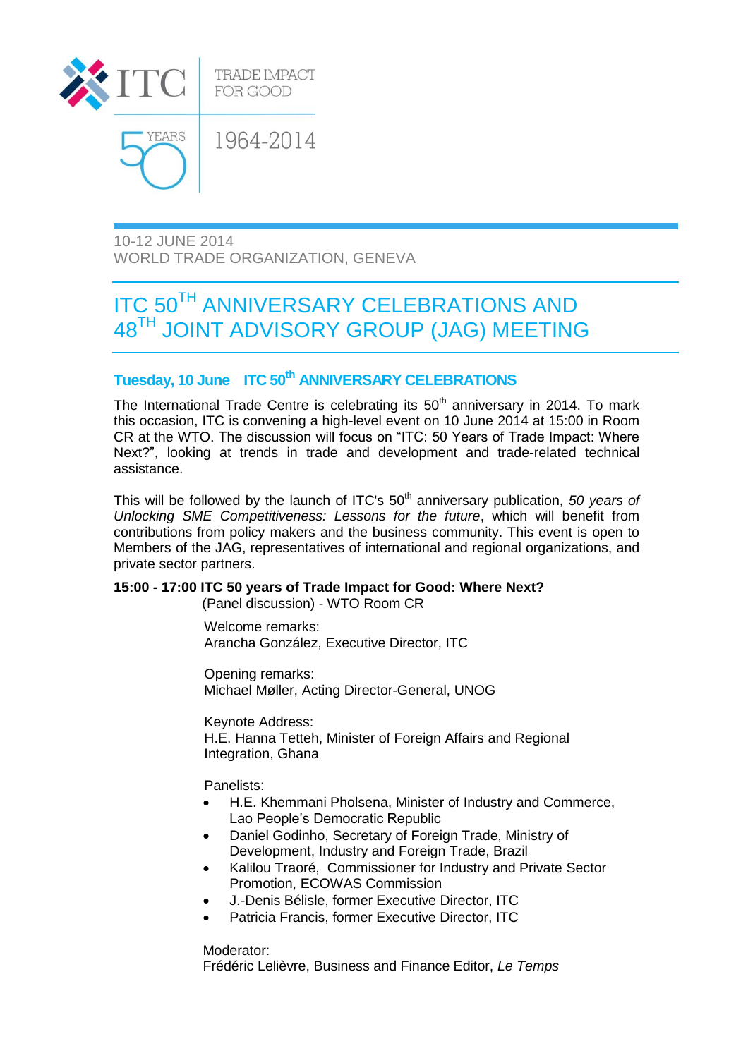ITC

TRADE IMPACT FOR GOOD

50 YEARS

1964-2014

10-12 JUNE 2014
WORLD TRADE ORGANIZATION, GENEVA

# ITC 50TH ANNIVERSARY CELEBRATIONS AND 48TH JOINT ADVISORY GROUP (JAG) MEETING

## Tuesday, 10 June ITC 50th ANNIVERSARY CELEBRATIONS

The International Trade Centre is celebrating its 50th anniversary in 2014. To mark this occasion, ITC is convening a high-level event on 10 June 2014 at 15:00 in Room CR at the WTO. The discussion will focus on "ITC: 50 Years of Trade Impact: Where Next?", looking at trends in trade and development and trade-related technical assistance.

This will be followed by the launch of ITC's 50th anniversary publication, *50 years of Unlocking SME Competitiveness: Lessons for the future*, which will benefit from contributions from policy makers and the business community. This event is open to Members of the JAG, representatives of international and regional organizations, and private sector partners.

**15:00 - 17:00 ITC 50 years of Trade Impact for Good: Where Next?**
(Panel discussion) - WTO Room CR

Welcome remarks:
Arancha González, Executive Director, ITC

Opening remarks:
Michael Møller, Acting Director-General, UNOG

Keynote Address:
H.E. Hanna Tetteh, Minister of Foreign Affairs and Regional Integration, Ghana

Panelists:

- H.E. Khemmani Pholsena, Minister of Industry and Commerce, Lao People's Democratic Republic
- Daniel Godinho, Secretary of Foreign Trade, Ministry of Development, Industry and Foreign Trade, Brazil
- Kalilou Traoré, Commissioner for Industry and Private Sector Promotion, ECOWAS Commission
- J.-Denis Bélisle, former Executive Director, ITC
- Patricia Francis, former Executive Director, ITC

Moderator:
Frédéric Lelièvre, Business and Finance Editor, *Le Temps*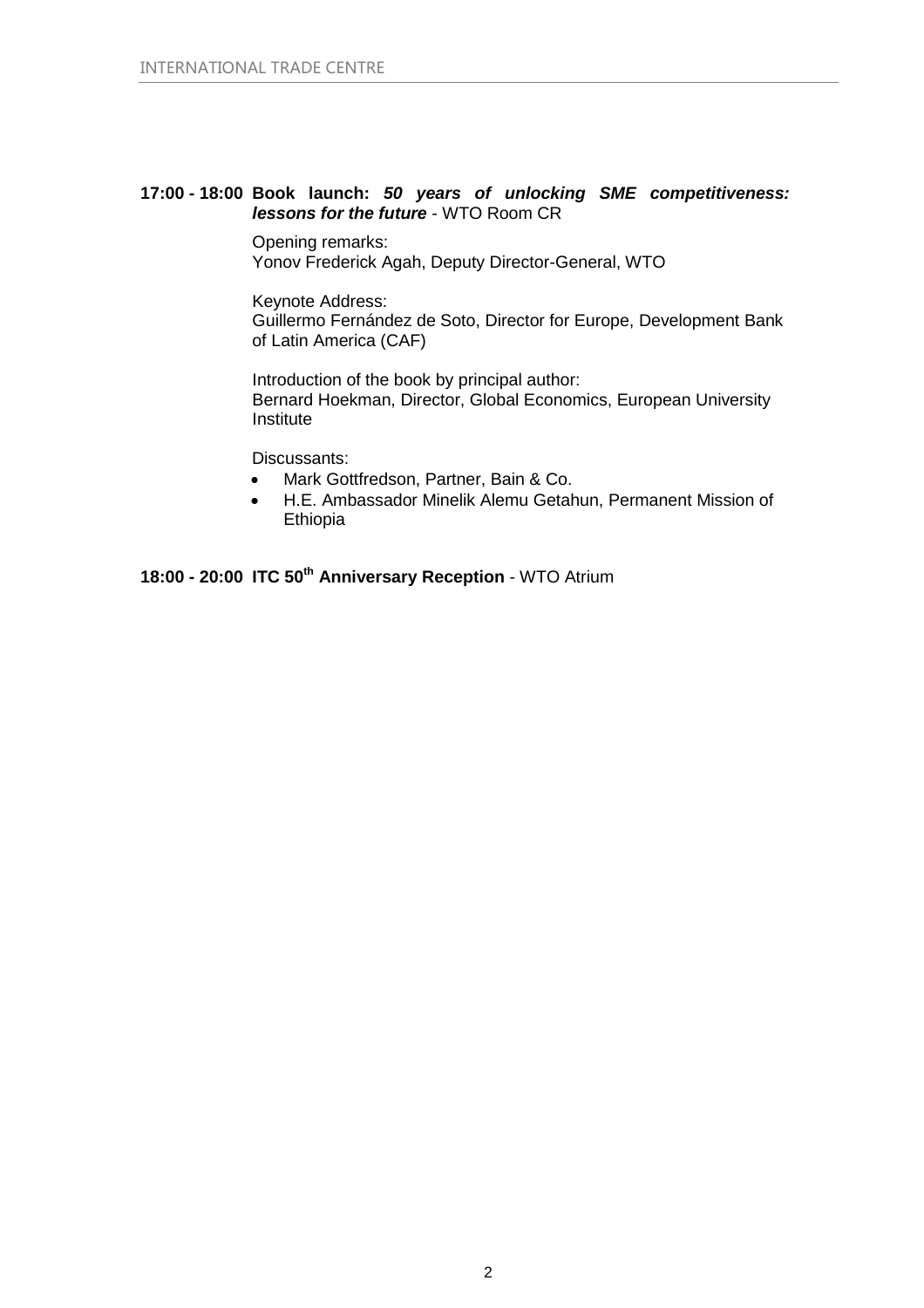**17:00 - 18:00 Book launch: *50 years of unlocking SME competitiveness: lessons for the future*** - WTO Room CR

Opening remarks:
Yonov Frederick Agah, Deputy Director-General, WTO

Keynote Address:
Guillermo Fernández de Soto, Director for Europe, Development Bank of Latin America (CAF)

Introduction of the book by principal author:
Bernard Hoekman, Director, Global Economics, European University Institute

Discussants:

- Mark Gottfredson, Partner, Bain & Co.
- H.E. Ambassador Minelik Alemu Getahun, Permanent Mission of Ethiopia

**18:00 - 20:00 ITC 50th Anniversary Reception** - WTO Atrium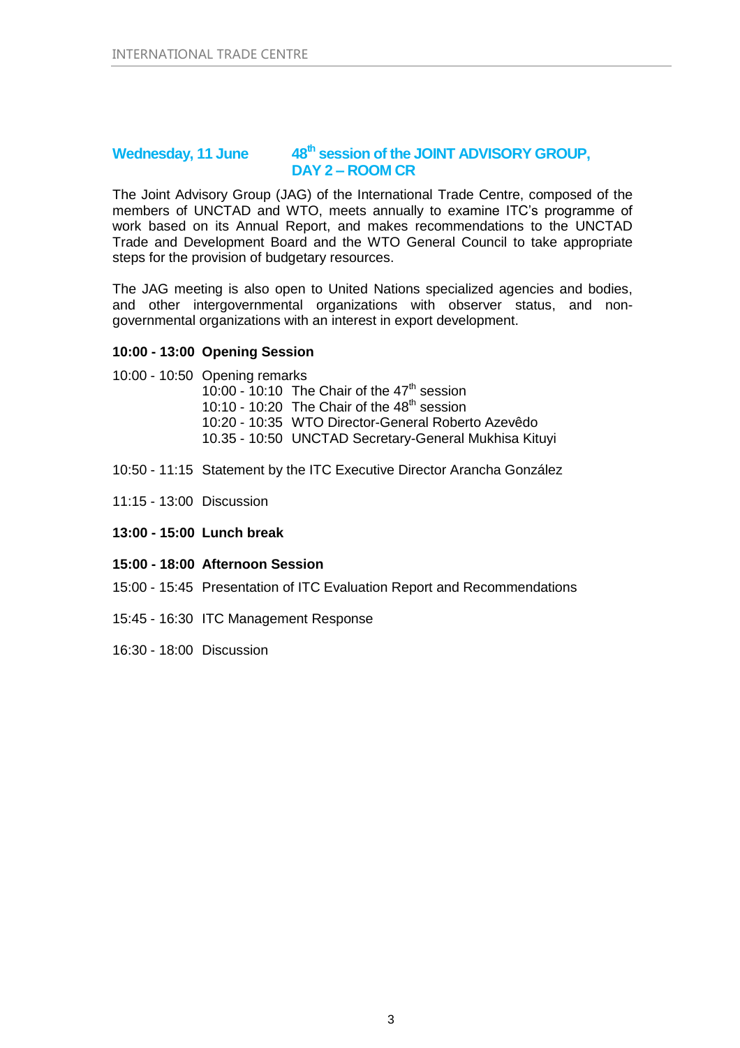## Wednesday, 11 June — 48th session of the JOINT ADVISORY GROUP, DAY 2 – ROOM CR

The Joint Advisory Group (JAG) of the International Trade Centre, composed of the members of UNCTAD and WTO, meets annually to examine ITC's programme of work based on its Annual Report, and makes recommendations to the UNCTAD Trade and Development Board and the WTO General Council to take appropriate steps for the provision of budgetary resources.

The JAG meeting is also open to United Nations specialized agencies and bodies, and other intergovernmental organizations with observer status, and non-governmental organizations with an interest in export development.

**10:00 - 13:00 Opening Session**

10:00 - 10:50 Opening remarks

- 10:00 - 10:10 The Chair of the 47th session
- 10:10 - 10:20 The Chair of the 48th session
- 10:20 - 10:35 WTO Director-General Roberto Azevêdo
- 10.35 - 10:50 UNCTAD Secretary-General Mukhisa Kituyi

10:50 - 11:15 Statement by the ITC Executive Director Arancha González

11:15 - 13:00 Discussion

**13:00 - 15:00 Lunch break**

**15:00 - 18:00 Afternoon Session**

15:00 - 15:45 Presentation of ITC Evaluation Report and Recommendations

15:45 - 16:30 ITC Management Response

16:30 - 18:00 Discussion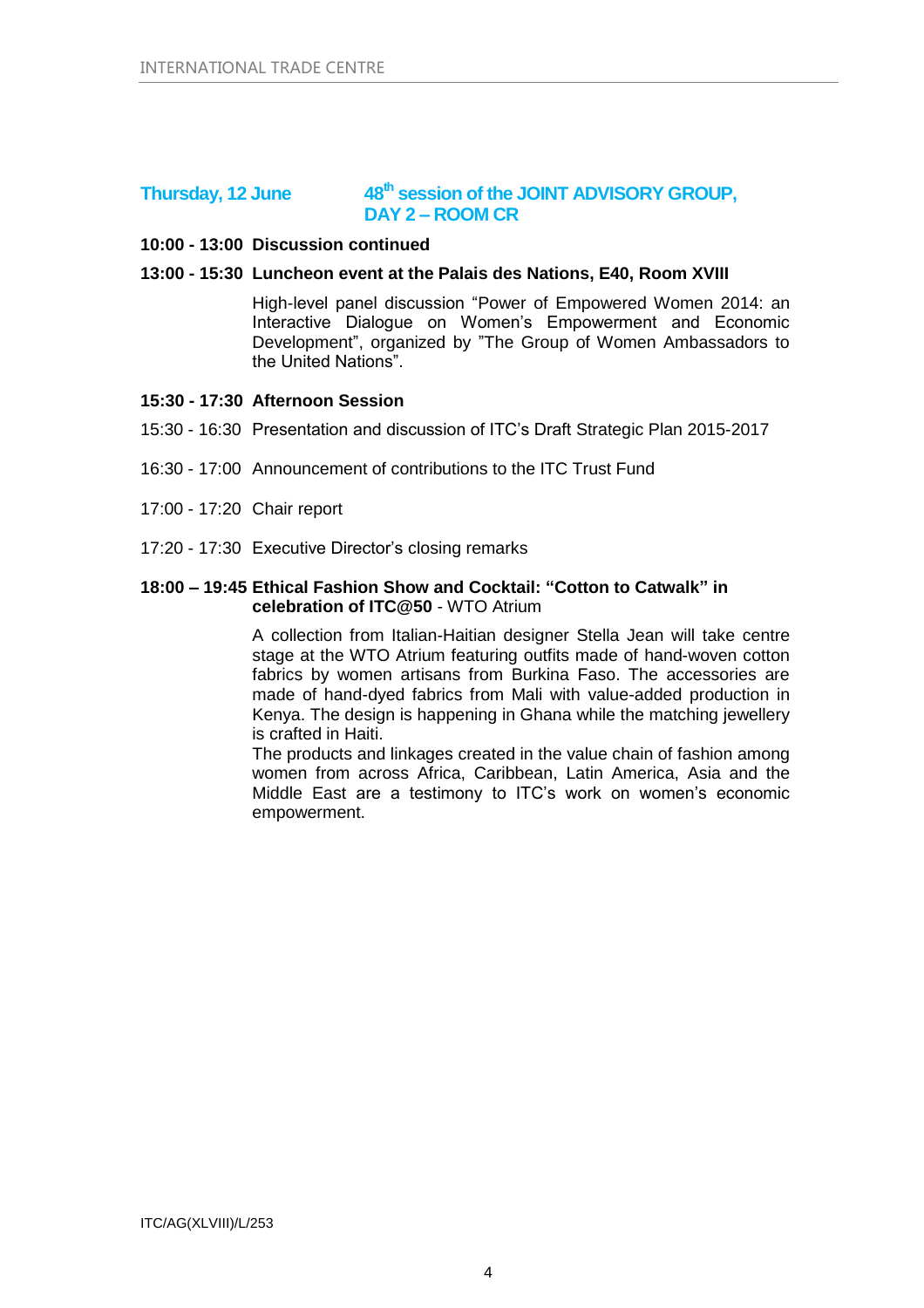## Thursday, 12 June — 48th session of the JOINT ADVISORY GROUP, DAY 2 – ROOM CR

**10:00 - 13:00 Discussion continued**

**13:00 - 15:30 Luncheon event at the Palais des Nations, E40, Room XVIII**

High-level panel discussion "Power of Empowered Women 2014: an Interactive Dialogue on Women's Empowerment and Economic Development", organized by "The Group of Women Ambassadors to the United Nations".

**15:30 - 17:30 Afternoon Session**

15:30 - 16:30 Presentation and discussion of ITC's Draft Strategic Plan 2015-2017

16:30 - 17:00 Announcement of contributions to the ITC Trust Fund

17:00 - 17:20 Chair report

17:20 - 17:30 Executive Director's closing remarks

**18:00 – 19:45 Ethical Fashion Show and Cocktail: "Cotton to Catwalk" in celebration of ITC@50** - WTO Atrium

A collection from Italian-Haitian designer Stella Jean will take centre stage at the WTO Atrium featuring outfits made of hand-woven cotton fabrics by women artisans from Burkina Faso. The accessories are made of hand-dyed fabrics from Mali with value-added production in Kenya. The design is happening in Ghana while the matching jewellery is crafted in Haiti.

The products and linkages created in the value chain of fashion among women from across Africa, Caribbean, Latin America, Asia and the Middle East are a testimony to ITC's work on women's economic empowerment.

ITC/AG(XLVIII)/L/253